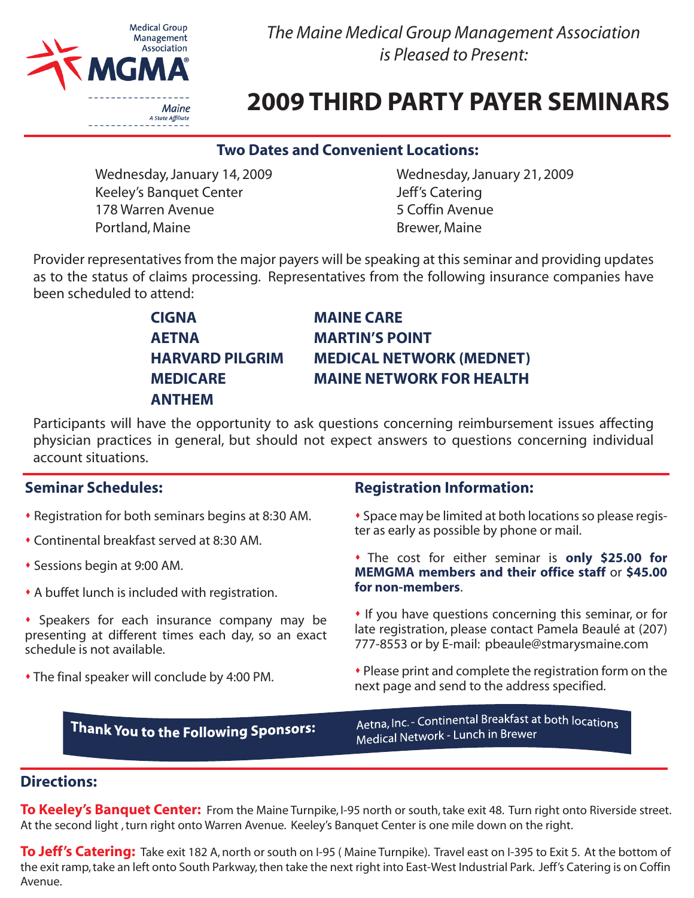Medical Group Management Association

MGMA

Maine
A State Affiliate

*The Maine Medical Group Management Association is Pleased to Present:*

# 2009 THIRD PARTY PAYER SEMINARS

## Two Dates and Convenient Locations:

Wednesday, January 14, 2009
Keeley's Banquet Center
178 Warren Avenue
Portland, Maine

Wednesday, January 21, 2009
Jeff's Catering
5 Coffin Avenue
Brewer, Maine

Provider representatives from the major payers will be speaking at this seminar and providing updates as to the status of claims processing. Representatives from the following insurance companies have been scheduled to attend:

**CIGNA**
**AETNA**
**HARVARD PILGRIM**
**MEDICARE**
**ANTHEM**
**MAINE CARE**
**MARTIN'S POINT**
**MEDICAL NETWORK (MEDNET)**
**MAINE NETWORK FOR HEALTH**

Participants will have the opportunity to ask questions concerning reimbursement issues affecting physician practices in general, but should not expect answers to questions concerning individual account situations.

## Seminar Schedules:

- Registration for both seminars begins at 8:30 AM.
- Continental breakfast served at 8:30 AM.
- Sessions begin at 9:00 AM.
- A buffet lunch is included with registration.
- Speakers for each insurance company may be presenting at different times each day, so an exact schedule is not available.
- The final speaker will conclude by 4:00 PM.

## Registration Information:

- Space may be limited at both locations so please register as early as possible by phone or mail.
- The cost for either seminar is **only $25.00 for MEMGMA members and their office staff** or **$45.00 for non-members**.
- If you have questions concerning this seminar, or for late registration, please contact Pamela Beaulé at (207) 777-8553 or by E-mail: pbeaule@stmarysmaine.com
- Please print and complete the registration form on the next page and send to the address specified.

**Thank You to the Following Sponsors:**

Aetna, Inc. - Continental Breakfast at both locations
Medical Network - Lunch in Brewer

## Directions:

**To Keeley's Banquet Center:** From the Maine Turnpike, I-95 north or south, take exit 48. Turn right onto Riverside street. At the second light , turn right onto Warren Avenue. Keeley's Banquet Center is one mile down on the right.

**To Jeff's Catering:** Take exit 182 A, north or south on I-95 ( Maine Turnpike). Travel east on I-395 to Exit 5. At the bottom of the exit ramp, take an left onto South Parkway, then take the next right into East-West Industrial Park. Jeff's Catering is on Coffin Avenue.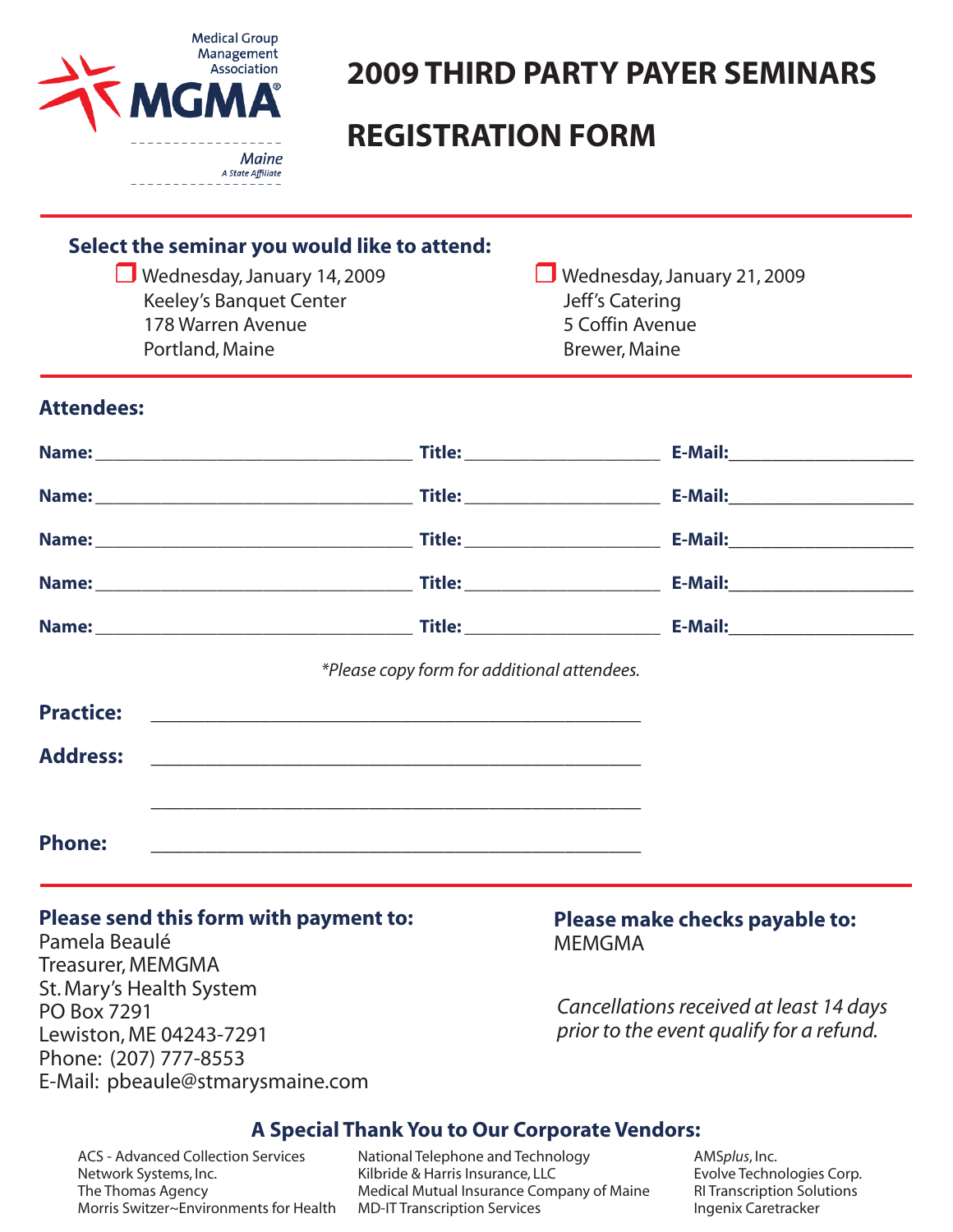Medical Group Management Association

MGMA®

Maine
A State Affiliate

# 2009 THIRD PARTY PAYER SEMINARS

# REGISTRATION FORM

## Select the seminar you would like to attend:

- ❒ Wednesday, January 14, 2009
  Keeley's Banquet Center
  178 Warren Avenue
  Portland, Maine

- ❒ Wednesday, January 21, 2009
  Jeff's Catering
  5 Coffin Avenue
  Brewer, Maine

## Attendees:

**Name:** ______________________ **Title:** ______________ **E-Mail:** ______________

**Name:** ______________________ **Title:** ______________ **E-Mail:** ______________

**Name:** ______________________ **Title:** ______________ **E-Mail:** ______________

**Name:** ______________________ **Title:** ______________ **E-Mail:** ______________

**Name:** ______________________ **Title:** ______________ **E-Mail:** ______________

*\*Please copy form for additional attendees.*

**Practice:** ______________________________

**Address:** ______________________________

______________________________

**Phone:** ______________________________

## Please send this form with payment to:

Pamela Beaulé
Treasurer, MEMGMA
St. Mary's Health System
PO Box 7291
Lewiston, ME 04243-7291
Phone: (207) 777-8553
E-Mail: pbeaule@stmarysmaine.com

## Please make checks payable to:

MEMGMA

*Cancellations received at least 14 days prior to the event qualify for a refund.*

## A Special Thank You to Our Corporate Vendors:

ACS - Advanced Collection Services
Network Systems, Inc.
The Thomas Agency
Morris Switzer~Environments for Health
National Telephone and Technology
Kilbride & Harris Insurance, LLC
Medical Mutual Insurance Company of Maine
MD-IT Transcription Services
AMS*plus*, Inc.
Evolve Technologies Corp.
RI Transcription Solutions
Ingenix Caretracker